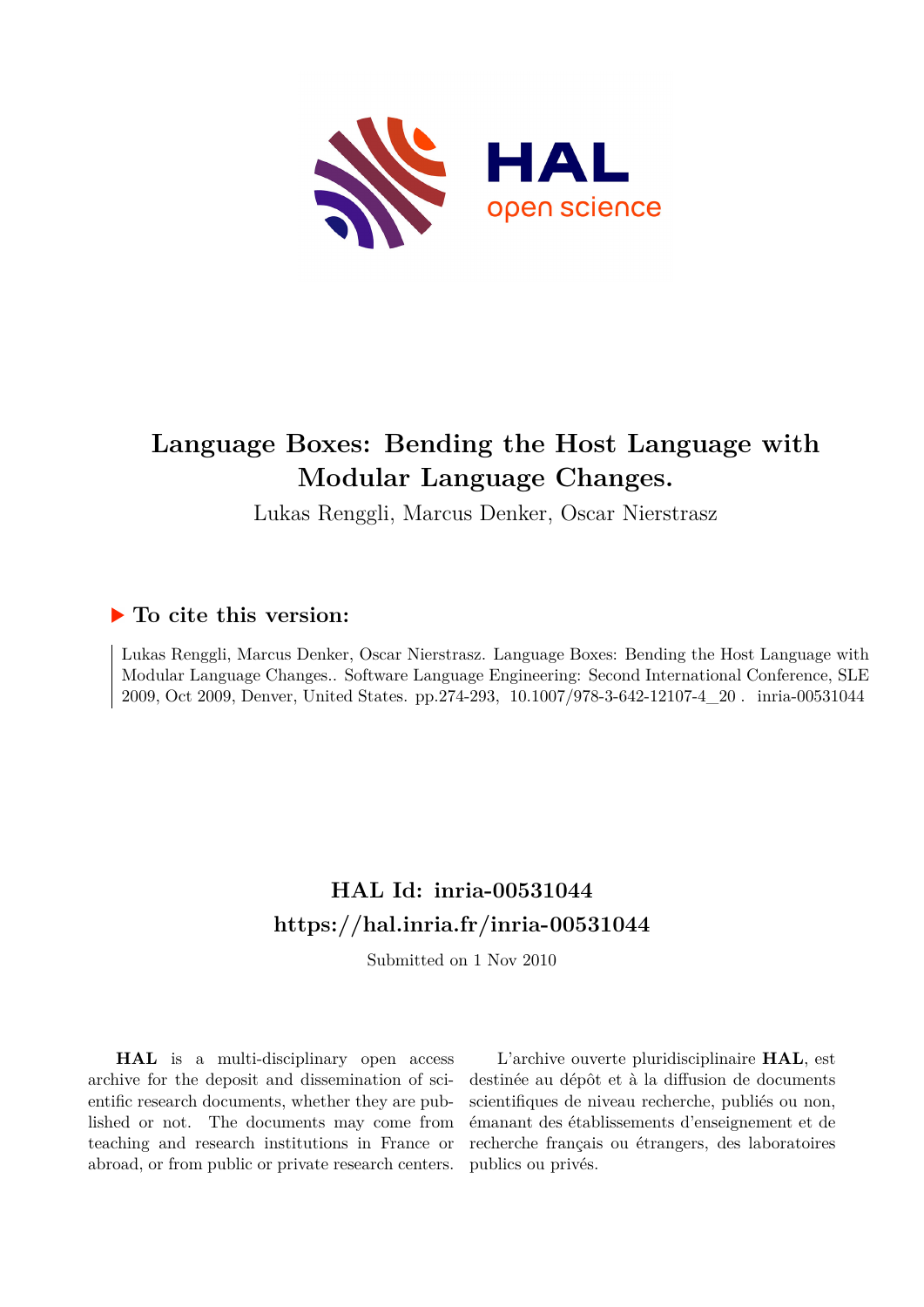# Language Boxes: Bending the Host Language with Modular Language Changes.

Lukas Renggli, Marcus Denker, Oscar Nierstrasz

## ▶ To cite this version:

Lukas Renggli, Marcus Denker, Oscar Nierstrasz. Language Boxes: Bending the Host Language with Modular Language Changes.. Software Language Engineering: Second International Conference, SLE 2009, Oct 2009, Denver, United States. pp.274-293, 10.1007/978-3-642-12107-4_20 . inria-00531044

## HAL Id: inria-00531044
## https://hal.inria.fr/inria-00531044

Submitted on 1 Nov 2010

**HAL** is a multi-disciplinary open access archive for the deposit and dissemination of scientific research documents, whether they are published or not. The documents may come from teaching and research institutions in France or abroad, or from public or private research centers.

L'archive ouverte pluridisciplinaire **HAL**, est destinée au dépôt et à la diffusion de documents scientifiques de niveau recherche, publiés ou non, émanant des établissements d'enseignement et de recherche français ou étrangers, des laboratoires publics ou privés.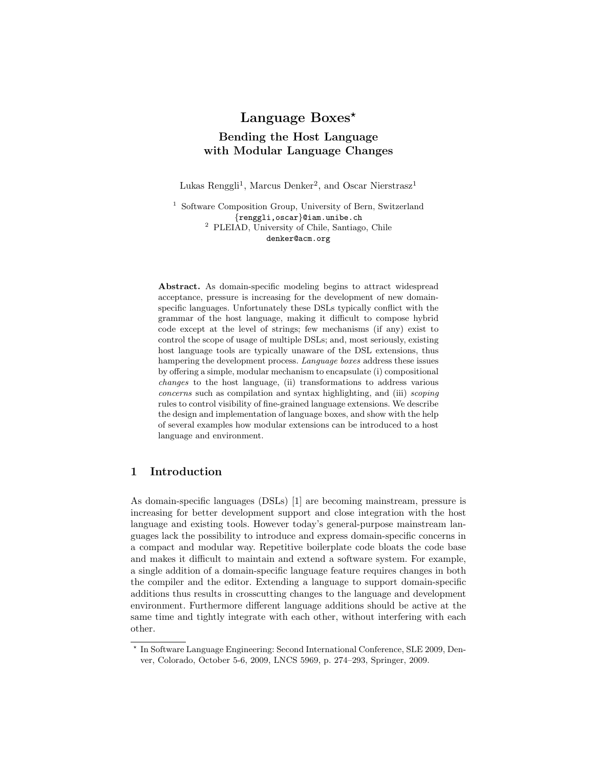# Language Boxes*

## Bending the Host Language with Modular Language Changes

Lukas Renggli[1], Marcus Denker[2], and Oscar Nierstrasz[1]

[1] Software Composition Group, University of Bern, Switzerland
{renggli,oscar}@iam.unibe.ch
[2] PLEIAD, University of Chile, Santiago, Chile
denker@acm.org

**Abstract.** As domain-specific modeling begins to attract widespread acceptance, pressure is increasing for the development of new domain-specific languages. Unfortunately these DSLs typically conflict with the grammar of the host language, making it difficult to compose hybrid code except at the level of strings; few mechanisms (if any) exist to control the scope of usage of multiple DSLs; and, most seriously, existing host language tools are typically unaware of the DSL extensions, thus hampering the development process. *Language boxes* address these issues by offering a simple, modular mechanism to encapsulate (i) compositional *changes* to the host language, (ii) transformations to address various *concerns* such as compilation and syntax highlighting, and (iii) *scoping* rules to control visibility of fine-grained language extensions. We describe the design and implementation of language boxes, and show with the help of several examples how modular extensions can be introduced to a host language and environment.

## 1 Introduction

As domain-specific languages (DSLs) [1] are becoming mainstream, pressure is increasing for better development support and close integration with the host language and existing tools. However today's general-purpose mainstream languages lack the possibility to introduce and express domain-specific concerns in a compact and modular way. Repetitive boilerplate code bloats the code base and makes it difficult to maintain and extend a software system. For example, a single addition of a domain-specific language feature requires changes in both the compiler and the editor. Extending a language to support domain-specific additions thus results in crosscutting changes to the language and development environment. Furthermore different language additions should be active at the same time and tightly integrate with each other, without interfering with each other.

* In Software Language Engineering: Second International Conference, SLE 2009, Denver, Colorado, October 5-6, 2009, LNCS 5969, p. 274–293, Springer, 2009.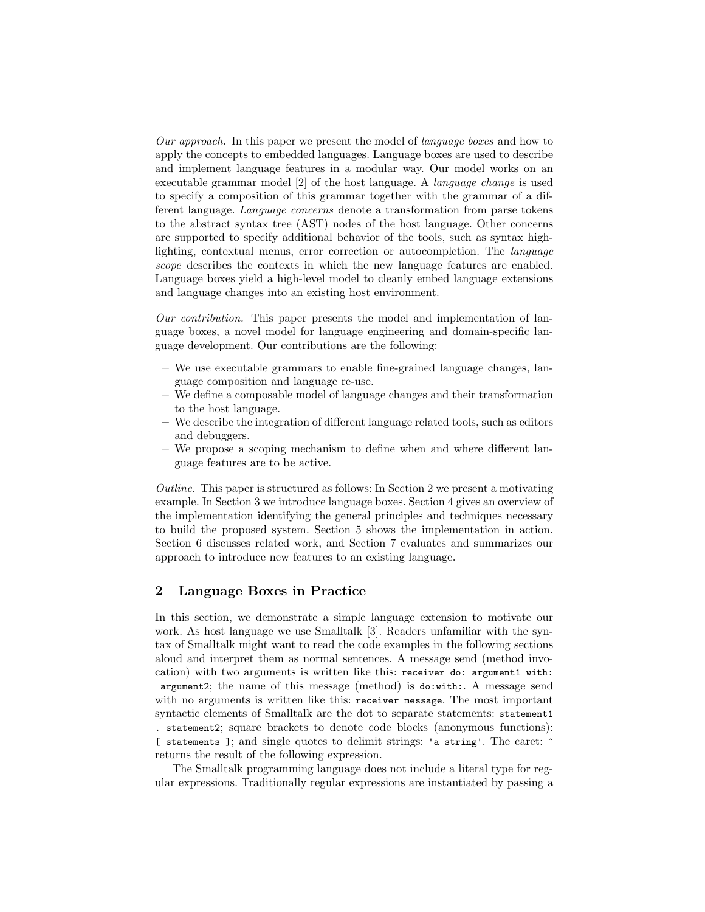*Our approach.* In this paper we present the model of *language boxes* and how to apply the concepts to embedded languages. Language boxes are used to describe and implement language features in a modular way. Our model works on an executable grammar model [2] of the host language. A *language change* is used to specify a composition of this grammar together with the grammar of a different language. *Language concerns* denote a transformation from parse tokens to the abstract syntax tree (AST) nodes of the host language. Other concerns are supported to specify additional behavior of the tools, such as syntax highlighting, contextual menus, error correction or autocompletion. The *language scope* describes the contexts in which the new language features are enabled. Language boxes yield a high-level model to cleanly embed language extensions and language changes into an existing host environment.

*Our contribution.* This paper presents the model and implementation of language boxes, a novel model for language engineering and domain-specific language development. Our contributions are the following:

- We use executable grammars to enable fine-grained language changes, language composition and language re-use.
- We define a composable model of language changes and their transformation to the host language.
- We describe the integration of different language related tools, such as editors and debuggers.
- We propose a scoping mechanism to define when and where different language features are to be active.

*Outline.* This paper is structured as follows: In Section 2 we present a motivating example. In Section 3 we introduce language boxes. Section 4 gives an overview of the implementation identifying the general principles and techniques necessary to build the proposed system. Section 5 shows the implementation in action. Section 6 discusses related work, and Section 7 evaluates and summarizes our approach to introduce new features to an existing language.

## 2 Language Boxes in Practice

In this section, we demonstrate a simple language extension to motivate our work. As host language we use Smalltalk [3]. Readers unfamiliar with the syntax of Smalltalk might want to read the code examples in the following sections aloud and interpret them as normal sentences. A message send (method invocation) with two arguments is written like this: `receiver do: argument1 with: argument2`; the name of this message (method) is `do:with:`. A message send with no arguments is written like this: `receiver message`. The most important syntactic elements of Smalltalk are the dot to separate statements: `statement1 . statement2`; square brackets to denote code blocks (anonymous functions): `[ statements ]`; and single quotes to delimit strings: `'a string'`. The caret: `^` returns the result of the following expression.

The Smalltalk programming language does not include a literal type for regular expressions. Traditionally regular expressions are instantiated by passing a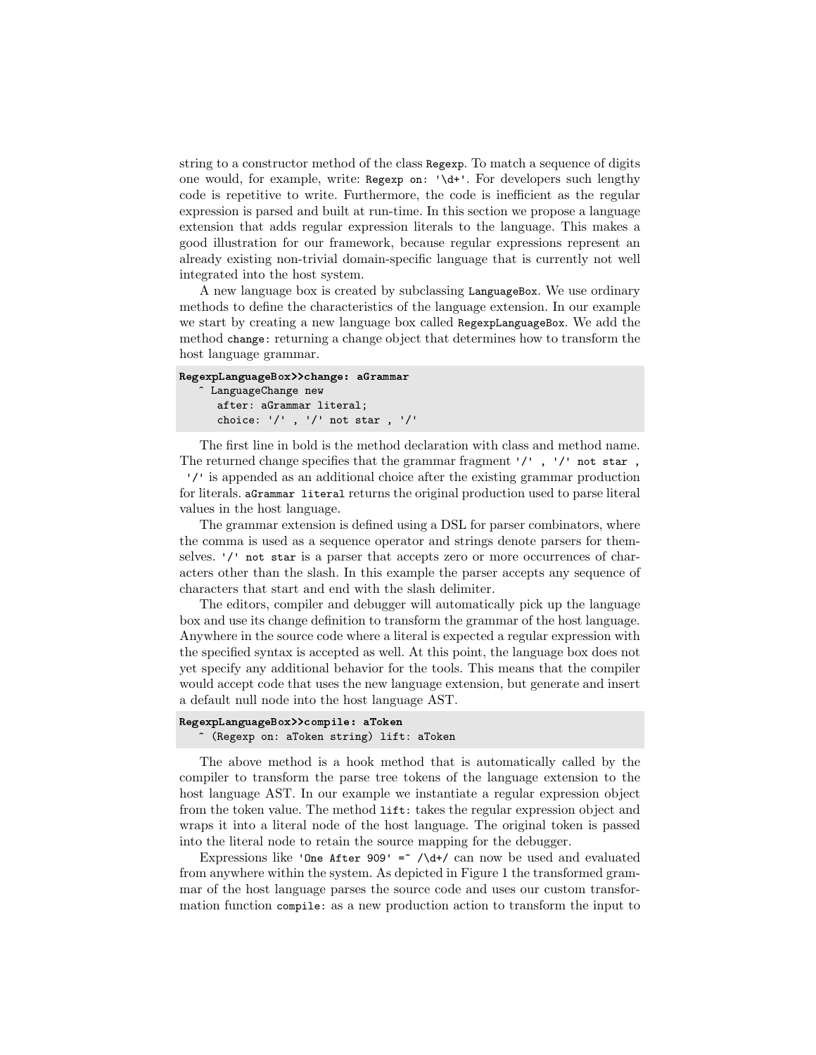string to a constructor method of the class `Regexp`. To match a sequence of digits one would, for example, write: `Regexp on: '\d+'`. For developers such lengthy code is repetitive to write. Furthermore, the code is inefficient as the regular expression is parsed and built at run-time. In this section we propose a language extension that adds regular expression literals to the language. This makes a good illustration for our framework, because regular expressions represent an already existing non-trivial domain-specific language that is currently not well integrated into the host system.

A new language box is created by subclassing `LanguageBox`. We use ordinary methods to define the characteristics of the language extension. In our example we start by creating a new language box called `RegexpLanguageBox`. We add the method `change:` returning a change object that determines how to transform the host language grammar.

```
RegexpLanguageBox>>change: aGrammar
   ^ LanguageChange new
      after: aGrammar literal;
      choice: '/' , '/' not star , '/'
```

The first line in bold is the method declaration with class and method name. The returned change specifies that the grammar fragment `'/' , '/' not star , '/'` is appended as an additional choice after the existing grammar production for literals. `aGrammar literal` returns the original production used to parse literal values in the host language.

The grammar extension is defined using a DSL for parser combinators, where the comma is used as a sequence operator and strings denote parsers for themselves. `'/' not star` is a parser that accepts zero or more occurrences of characters other than the slash. In this example the parser accepts any sequence of characters that start and end with the slash delimiter.

The editors, compiler and debugger will automatically pick up the language box and use its change definition to transform the grammar of the host language. Anywhere in the source code where a literal is expected a regular expression with the specified syntax is accepted as well. At this point, the language box does not yet specify any additional behavior for the tools. This means that the compiler would accept code that uses the new language extension, but generate and insert a default null node into the host language AST.

```
RegexpLanguageBox>>compile: aToken
   ^ (Regexp on: aToken string) lift: aToken
```

The above method is a hook method that is automatically called by the compiler to transform the parse tree tokens of the language extension to the host language AST. In our example we instantiate a regular expression object from the token value. The method `lift:` takes the regular expression object and wraps it into a literal node of the host language. The original token is passed into the literal node to retain the source mapping for the debugger.

Expressions like `'One After 909' =~ /\d+/` can now be used and evaluated from anywhere within the system. As depicted in Figure 1 the transformed grammar of the host language parses the source code and uses our custom transformation function `compile:` as a new production action to transform the input to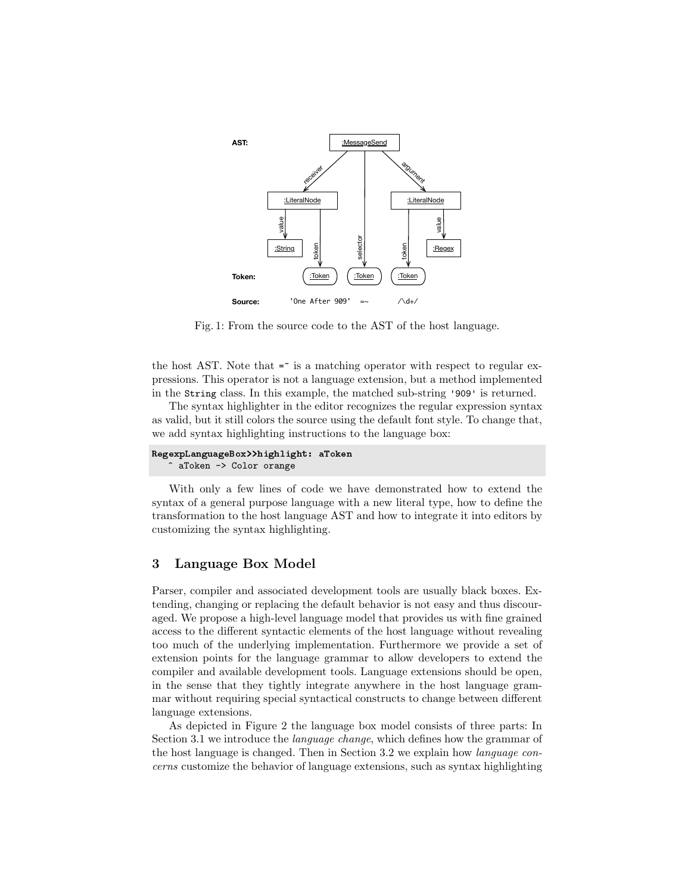AST:

:MessageSend

receiver

argument

:LiteralNode

:LiteralNode

value

token

selector

token

value

:String

:Regex

Token:

:Token

:Token

:Token

Source:

'One After 909'   =~   /\d+/

Fig. 1: From the source code to the AST of the host language.

the host AST. Note that `=~` is a matching operator with respect to regular expressions. This operator is not a language extension, but a method implemented in the `String` class. In this example, the matched sub-string `'909'` is returned.

The syntax highlighter in the editor recognizes the regular expression syntax as valid, but it still colors the source using the default font style. To change that, we add syntax highlighting instructions to the language box:

```
RegexpLanguageBox>>highlight: aToken
   ^ aToken -> Color orange
```

With only a few lines of code we have demonstrated how to extend the syntax of a general purpose language with a new literal type, how to define the transformation to the host language AST and how to integrate it into editors by customizing the syntax highlighting.

## 3 Language Box Model

Parser, compiler and associated development tools are usually black boxes. Extending, changing or replacing the default behavior is not easy and thus discouraged. We propose a high-level language model that provides us with fine grained access to the different syntactic elements of the host language without revealing too much of the underlying implementation. Furthermore we provide a set of extension points for the language grammar to allow developers to extend the compiler and available development tools. Language extensions should be open, in the sense that they tightly integrate anywhere in the host language grammar without requiring special syntactical constructs to change between different language extensions.

As depicted in Figure 2 the language box model consists of three parts: In Section 3.1 we introduce the *language change*, which defines how the grammar of the host language is changed. Then in Section 3.2 we explain how *language concerns* customize the behavior of language extensions, such as syntax highlighting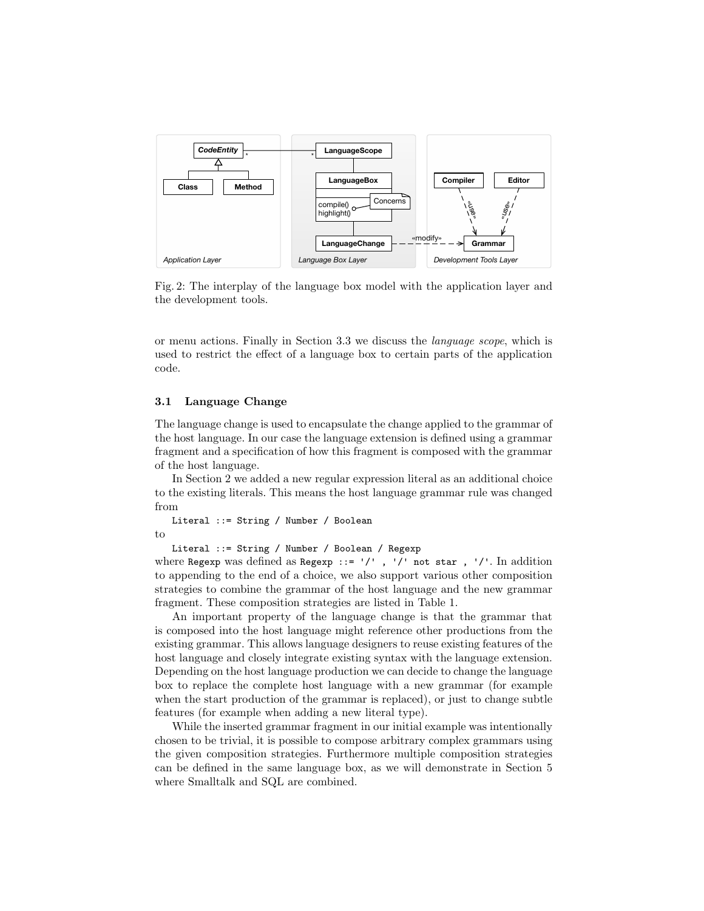Fig. 2: The interplay of the language box model with the application layer and the development tools.

or menu actions. Finally in Section 3.3 we discuss the *language scope*, which is used to restrict the effect of a language box to certain parts of the application code.

### 3.1 Language Change

The language change is used to encapsulate the change applied to the grammar of the host language. In our case the language extension is defined using a grammar fragment and a specification of how this fragment is composed with the grammar of the host language.

In Section 2 we added a new regular expression literal as an additional choice to the existing literals. This means the host language grammar rule was changed from

```
Literal ::= String / Number / Boolean
```

to

```
Literal ::= String / Number / Boolean / Regexp
```

where `Regexp` was defined as `Regexp ::= '/' , '/' not star , '/'`. In addition to appending to the end of a choice, we also support various other composition strategies to combine the grammar of the host language and the new grammar fragment. These composition strategies are listed in Table 1.

An important property of the language change is that the grammar that is composed into the host language might reference other productions from the existing grammar. This allows language designers to reuse existing features of the host language and closely integrate existing syntax with the language extension. Depending on the host language production we can decide to change the language box to replace the complete host language with a new grammar (for example when the start production of the grammar is replaced), or just to change subtle features (for example when adding a new literal type).

While the inserted grammar fragment in our initial example was intentionally chosen to be trivial, it is possible to compose arbitrary complex grammars using the given composition strategies. Furthermore multiple composition strategies can be defined in the same language box, as we will demonstrate in Section 5 where Smalltalk and SQL are combined.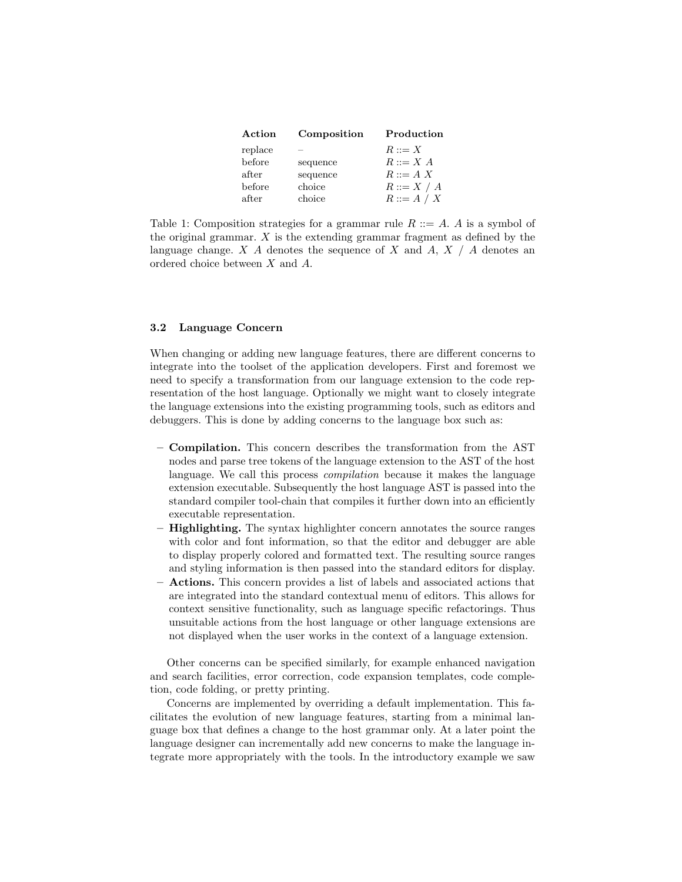| Action | Composition | Production |
|---|---|---|
| replace | – | $R ::= X$ |
| before | sequence | $R ::= X\ A$ |
| after | sequence | $R ::= A\ X$ |
| before | choice | $R ::= X\ /\ A$ |
| after | choice | $R ::= A\ /\ X$ |

Table 1: Composition strategies for a grammar rule $R ::= A$. $A$ is a symbol of the original grammar. $X$ is the extending grammar fragment as defined by the language change. $X\ A$ denotes the sequence of $X$ and $A$, $X\ /\ A$ denotes an ordered choice between $X$ and $A$.

### 3.2 Language Concern

When changing or adding new language features, there are different concerns to integrate into the toolset of the application developers. First and foremost we need to specify a transformation from our language extension to the code representation of the host language. Optionally we might want to closely integrate the language extensions into the existing programming tools, such as editors and debuggers. This is done by adding concerns to the language box such as:

- **Compilation.** This concern describes the transformation from the AST nodes and parse tree tokens of the language extension to the AST of the host language. We call this process *compilation* because it makes the language extension executable. Subsequently the host language AST is passed into the standard compiler tool-chain that compiles it further down into an efficiently executable representation.
- **Highlighting.** The syntax highlighter concern annotates the source ranges with color and font information, so that the editor and debugger are able to display properly colored and formatted text. The resulting source ranges and styling information is then passed into the standard editors for display.
- **Actions.** This concern provides a list of labels and associated actions that are integrated into the standard contextual menu of editors. This allows for context sensitive functionality, such as language specific refactorings. Thus unsuitable actions from the host language or other language extensions are not displayed when the user works in the context of a language extension.

Other concerns can be specified similarly, for example enhanced navigation and search facilities, error correction, code expansion templates, code completion, code folding, or pretty printing.

Concerns are implemented by overriding a default implementation. This facilitates the evolution of new language features, starting from a minimal language box that defines a change to the host grammar only. At a later point the language designer can incrementally add new concerns to make the language integrate more appropriately with the tools. In the introductory example we saw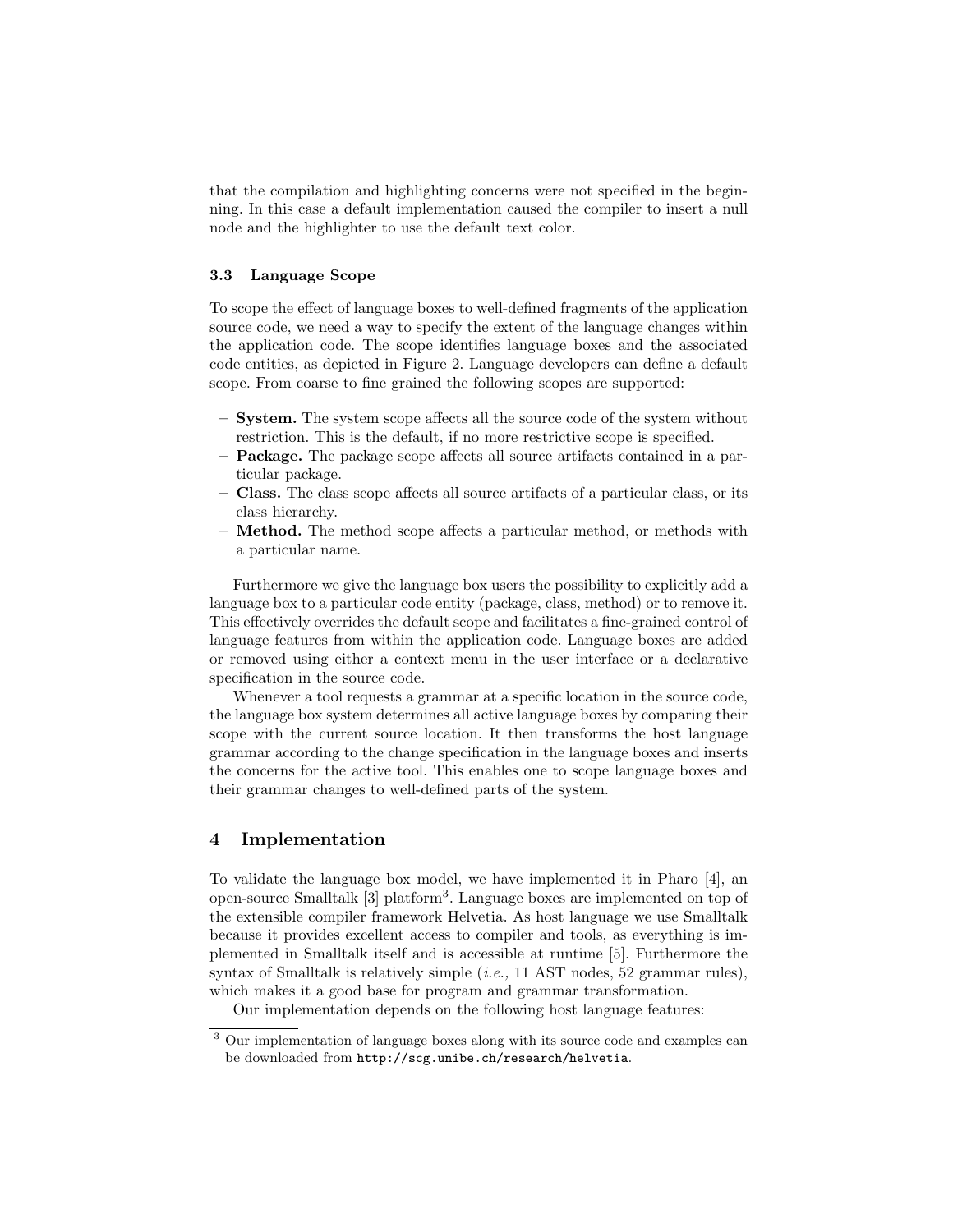that the compilation and highlighting concerns were not specified in the beginning. In this case a default implementation caused the compiler to insert a null node and the highlighter to use the default text color.

### 3.3 Language Scope

To scope the effect of language boxes to well-defined fragments of the application source code, we need a way to specify the extent of the language changes within the application code. The scope identifies language boxes and the associated code entities, as depicted in Figure 2. Language developers can define a default scope. From coarse to fine grained the following scopes are supported:

- **System.** The system scope affects all the source code of the system without restriction. This is the default, if no more restrictive scope is specified.
- **Package.** The package scope affects all source artifacts contained in a particular package.
- **Class.** The class scope affects all source artifacts of a particular class, or its class hierarchy.
- **Method.** The method scope affects a particular method, or methods with a particular name.

Furthermore we give the language box users the possibility to explicitly add a language box to a particular code entity (package, class, method) or to remove it. This effectively overrides the default scope and facilitates a fine-grained control of language features from within the application code. Language boxes are added or removed using either a context menu in the user interface or a declarative specification in the source code.

Whenever a tool requests a grammar at a specific location in the source code, the language box system determines all active language boxes by comparing their scope with the current source location. It then transforms the host language grammar according to the change specification in the language boxes and inserts the concerns for the active tool. This enables one to scope language boxes and their grammar changes to well-defined parts of the system.

## 4 Implementation

To validate the language box model, we have implemented it in Pharo [4], an open-source Smalltalk [3] platform[3]. Language boxes are implemented on top of the extensible compiler framework Helvetia. As host language we use Smalltalk because it provides excellent access to compiler and tools, as everything is implemented in Smalltalk itself and is accessible at runtime [5]. Furthermore the syntax of Smalltalk is relatively simple (*i.e.,* 11 AST nodes, 52 grammar rules), which makes it a good base for program and grammar transformation.

Our implementation depends on the following host language features:

[3] Our implementation of language boxes along with its source code and examples can be downloaded from `http://scg.unibe.ch/research/helvetia`.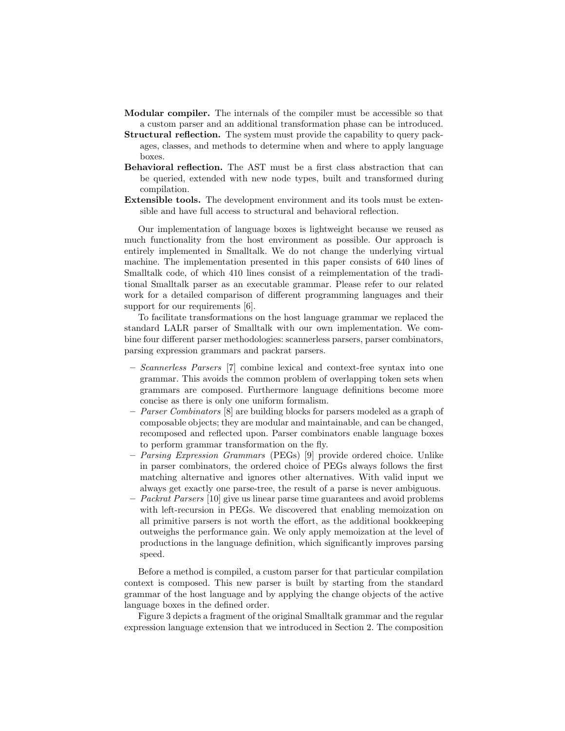**Modular compiler.** The internals of the compiler must be accessible so that a custom parser and an additional transformation phase can be introduced.

**Structural reflection.** The system must provide the capability to query packages, classes, and methods to determine when and where to apply language boxes.

**Behavioral reflection.** The AST must be a first class abstraction that can be queried, extended with new node types, built and transformed during compilation.

**Extensible tools.** The development environment and its tools must be extensible and have full access to structural and behavioral reflection.

Our implementation of language boxes is lightweight because we reused as much functionality from the host environment as possible. Our approach is entirely implemented in Smalltalk. We do not change the underlying virtual machine. The implementation presented in this paper consists of 640 lines of Smalltalk code, of which 410 lines consist of a reimplementation of the traditional Smalltalk parser as an executable grammar. Please refer to our related work for a detailed comparison of different programming languages and their support for our requirements [6].

To facilitate transformations on the host language grammar we replaced the standard LALR parser of Smalltalk with our own implementation. We combine four different parser methodologies: scannerless parsers, parser combinators, parsing expression grammars and packrat parsers.

- *Scannerless Parsers* [7] combine lexical and context-free syntax into one grammar. This avoids the common problem of overlapping token sets when grammars are composed. Furthermore language definitions become more concise as there is only one uniform formalism.
- *Parser Combinators* [8] are building blocks for parsers modeled as a graph of composable objects; they are modular and maintainable, and can be changed, recomposed and reflected upon. Parser combinators enable language boxes to perform grammar transformation on the fly.
- *Parsing Expression Grammars* (PEGs) [9] provide ordered choice. Unlike in parser combinators, the ordered choice of PEGs always follows the first matching alternative and ignores other alternatives. With valid input we always get exactly one parse-tree, the result of a parse is never ambiguous.
- *Packrat Parsers* [10] give us linear parse time guarantees and avoid problems with left-recursion in PEGs. We discovered that enabling memoization on all primitive parsers is not worth the effort, as the additional bookkeeping outweighs the performance gain. We only apply memoization at the level of productions in the language definition, which significantly improves parsing speed.

Before a method is compiled, a custom parser for that particular compilation context is composed. This new parser is built by starting from the standard grammar of the host language and by applying the change objects of the active language boxes in the defined order.

Figure 3 depicts a fragment of the original Smalltalk grammar and the regular expression language extension that we introduced in Section 2. The composition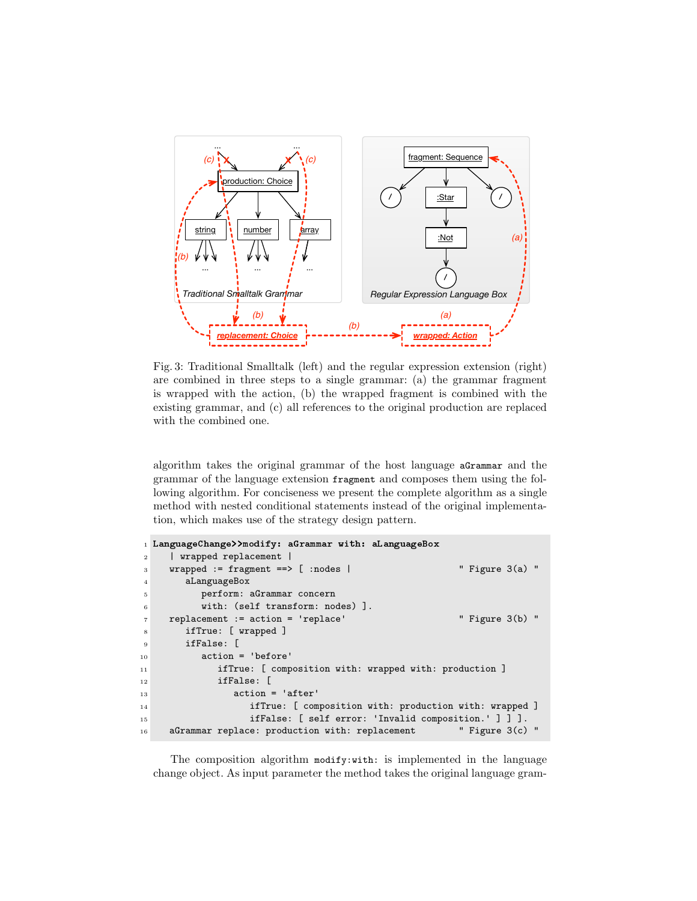Fig. 3: Traditional Smalltalk (left) and the regular expression extension (right) are combined in three steps to a single grammar: (a) the grammar fragment is wrapped with the action, (b) the wrapped fragment is combined with the existing grammar, and (c) all references to the original production are replaced with the combined one.

algorithm takes the original grammar of the host language `aGrammar` and the grammar of the language extension `fragment` and composes them using the following algorithm. For conciseness we present the complete algorithm as a single method with nested conditional statements instead of the original implementation, which makes use of the strategy design pattern.

```
LanguageChange>>modify: aGrammar with: aLanguageBox
  | wrapped replacement |
  wrapped := fragment ==> [ :nodes |                    " Figure 3(a) "
    aLanguageBox
      perform: aGrammar concern
      with: (self transform: nodes) ].
  replacement := action = 'replace'                     " Figure 3(b) "
    ifTrue: [ wrapped ]
    ifFalse: [
      action = 'before'
        ifTrue: [ composition with: wrapped with: production ]
        ifFalse: [
          action = 'after'
            ifTrue: [ composition with: production with: wrapped ]
            ifFalse: [ self error: 'Invalid composition.' ] ] ].
  aGrammar replace: production with: replacement        " Figure 3(c) "
```

The composition algorithm `modify:with:` is implemented in the language change object. As input parameter the method takes the original language gram-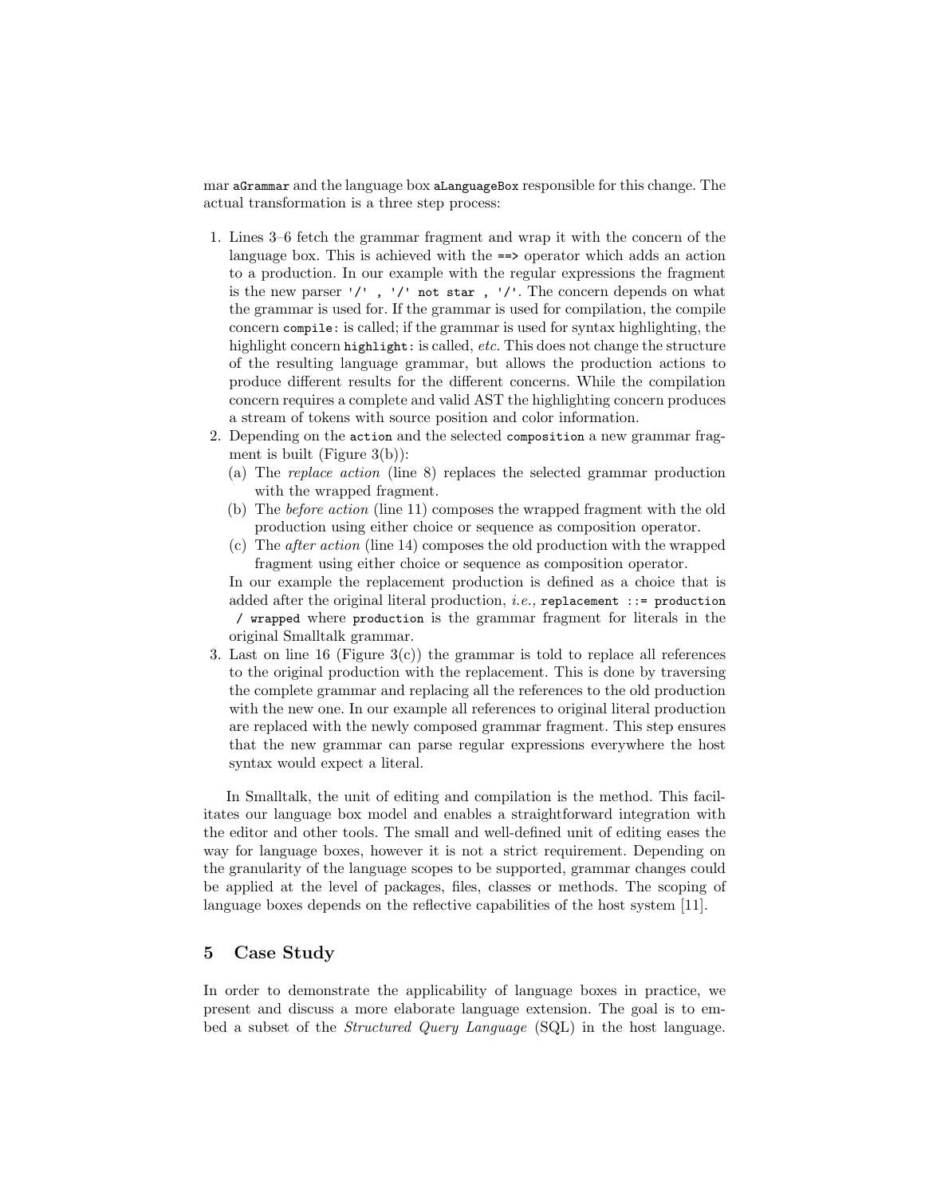mar `aGrammar` and the language box `aLanguageBox` responsible for this change. The actual transformation is a three step process:

1. Lines 3–6 fetch the grammar fragment and wrap it with the concern of the language box. This is achieved with the `==>` operator which adds an action to a production. In our example with the regular expressions the fragment is the new parser `'/' , '/' not star , '/'`. The concern depends on what the grammar is used for. If the grammar is used for compilation, the compile concern `compile:` is called; if the grammar is used for syntax highlighting, the highlight concern `highlight:` is called, *etc.* This does not change the structure of the resulting language grammar, but allows the production actions to produce different results for the different concerns. While the compilation concern requires a complete and valid AST the highlighting concern produces a stream of tokens with source position and color information.
2. Depending on the `action` and the selected `composition` a new grammar fragment is built (Figure 3(b)):
   (a) The *replace action* (line 8) replaces the selected grammar production with the wrapped fragment.
   (b) The *before action* (line 11) composes the wrapped fragment with the old production using either choice or sequence as composition operator.
   (c) The *after action* (line 14) composes the old production with the wrapped fragment using either choice or sequence as composition operator.

   In our example the replacement production is defined as a choice that is added after the original literal production, *i.e.,* `replacement ::= production / wrapped` where `production` is the grammar fragment for literals in the original Smalltalk grammar.
3. Last on line 16 (Figure 3(c)) the grammar is told to replace all references to the original production with the replacement. This is done by traversing the complete grammar and replacing all the references to the old production with the new one. In our example all references to original literal production are replaced with the newly composed grammar fragment. This step ensures that the new grammar can parse regular expressions everywhere the host syntax would expect a literal.

In Smalltalk, the unit of editing and compilation is the method. This facilitates our language box model and enables a straightforward integration with the editor and other tools. The small and well-defined unit of editing eases the way for language boxes, however it is not a strict requirement. Depending on the granularity of the language scopes to be supported, grammar changes could be applied at the level of packages, files, classes or methods. The scoping of language boxes depends on the reflective capabilities of the host system [11].

## 5 Case Study

In order to demonstrate the applicability of language boxes in practice, we present and discuss a more elaborate language extension. The goal is to embed a subset of the *Structured Query Language* (SQL) in the host language.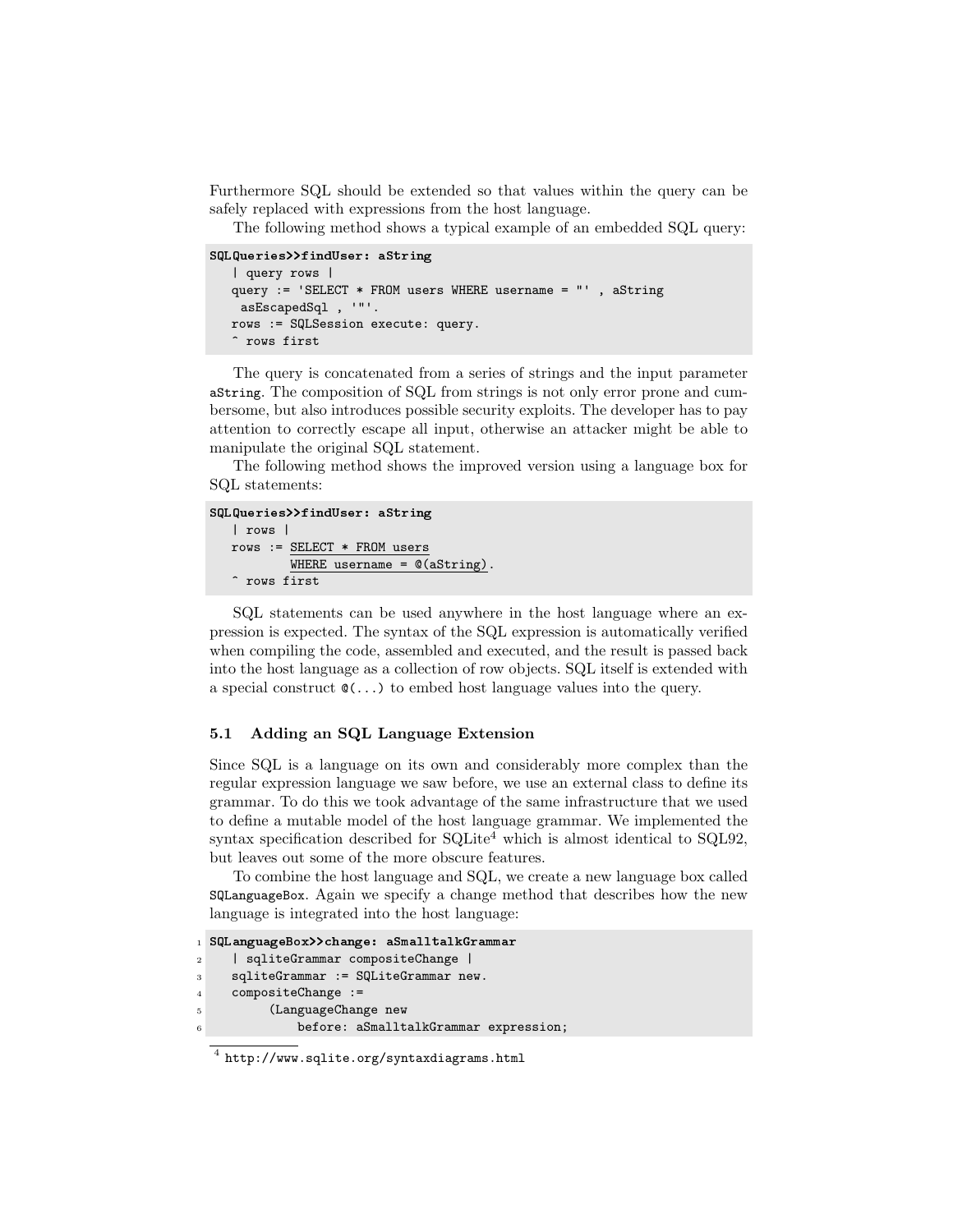Furthermore SQL should be extended so that values within the query can be safely replaced with expressions from the host language.

The following method shows a typical example of an embedded SQL query:

```
SQLQueries>>findUser: aString
   | query rows |
   query := 'SELECT * FROM users WHERE username = "' , aString
    asEscapedSql , '"'.
   rows := SQLSession execute: query.
   ^ rows first
```

The query is concatenated from a series of strings and the input parameter `aString`. The composition of SQL from strings is not only error prone and cumbersome, but also introduces possible security exploits. The developer has to pay attention to correctly escape all input, otherwise an attacker might be able to manipulate the original SQL statement.

The following method shows the improved version using a language box for SQL statements:

```
SQLQueries>>findUser: aString
   | rows |
   rows := SELECT * FROM users
           WHERE username = @(aString).
   ^ rows first
```

SQL statements can be used anywhere in the host language where an expression is expected. The syntax of the SQL expression is automatically verified when compiling the code, assembled and executed, and the result is passed back into the host language as a collection of row objects. SQL itself is extended with a special construct `@(...)` to embed host language values into the query.

### 5.1 Adding an SQL Language Extension

Since SQL is a language on its own and considerably more complex than the regular expression language we saw before, we use an external class to define its grammar. To do this we took advantage of the same infrastructure that we used to define a mutable model of the host language grammar. We implemented the syntax specification described for SQLite[4] which is almost identical to SQL92, but leaves out some of the more obscure features.

To combine the host language and SQL, we create a new language box called `SQLanguageBox`. Again we specify a change method that describes how the new language is integrated into the host language:

```
1 SQLanguageBox>>change: aSmalltalkGrammar
2    | sqliteGrammar compositeChange |
3    sqliteGrammar := SQLiteGrammar new.
4    compositeChange :=
5        (LanguageChange new
6            before: aSmalltalkGrammar expression;
```

[4] http://www.sqlite.org/syntaxdiagrams.html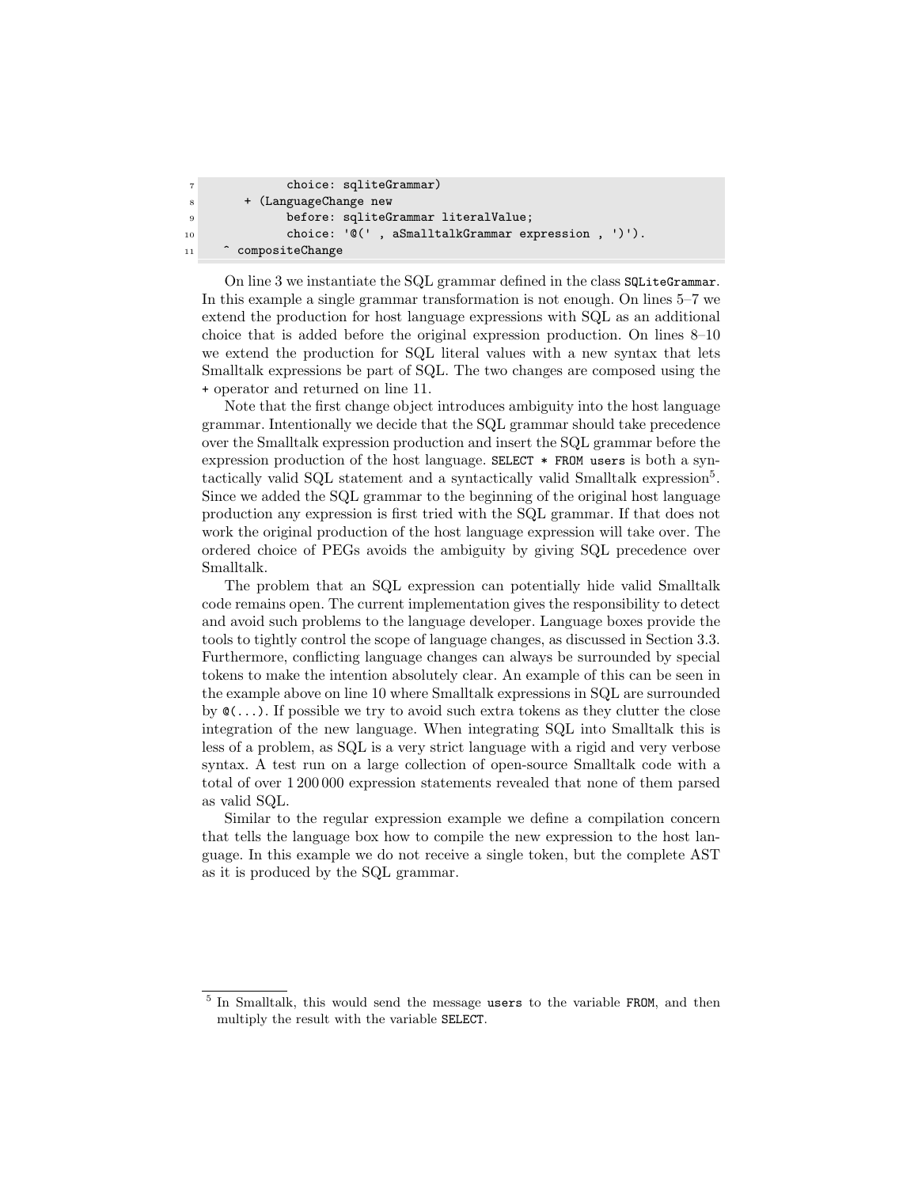```
7             choice: sqliteGrammar)
8       + (LanguageChange new
9             before: sqliteGrammar literalValue;
10            choice: '@(' , aSmalltalkGrammar expression , ')').
11    ^ compositeChange
```

On line 3 we instantiate the SQL grammar defined in the class `SQLiteGrammar`. In this example a single grammar transformation is not enough. On lines 5–7 we extend the production for host language expressions with SQL as an additional choice that is added before the original expression production. On lines 8–10 we extend the production for SQL literal values with a new syntax that lets Smalltalk expressions be part of SQL. The two changes are composed using the `+` operator and returned on line 11.

Note that the first change object introduces ambiguity into the host language grammar. Intentionally we decide that the SQL grammar should take precedence over the Smalltalk expression production and insert the SQL grammar before the expression production of the host language. `SELECT * FROM users` is both a syntactically valid SQL statement and a syntactically valid Smalltalk expression[5]. Since we added the SQL grammar to the beginning of the original host language production any expression is first tried with the SQL grammar. If that does not work the original production of the host language expression will take over. The ordered choice of PEGs avoids the ambiguity by giving SQL precedence over Smalltalk.

The problem that an SQL expression can potentially hide valid Smalltalk code remains open. The current implementation gives the responsibility to detect and avoid such problems to the language developer. Language boxes provide the tools to tightly control the scope of language changes, as discussed in Section 3.3. Furthermore, conflicting language changes can always be surrounded by special tokens to make the intention absolutely clear. An example of this can be seen in the example above on line 10 where Smalltalk expressions in SQL are surrounded by `@(...)`. If possible we try to avoid such extra tokens as they clutter the close integration of the new language. When integrating SQL into Smalltalk this is less of a problem, as SQL is a very strict language with a rigid and very verbose syntax. A test run on a large collection of open-source Smalltalk code with a total of over 1 200 000 expression statements revealed that none of them parsed as valid SQL.

Similar to the regular expression example we define a compilation concern that tells the language box how to compile the new expression to the host language. In this example we do not receive a single token, but the complete AST as it is produced by the SQL grammar.

---

[5] In Smalltalk, this would send the message `users` to the variable `FROM`, and then multiply the result with the variable `SELECT`.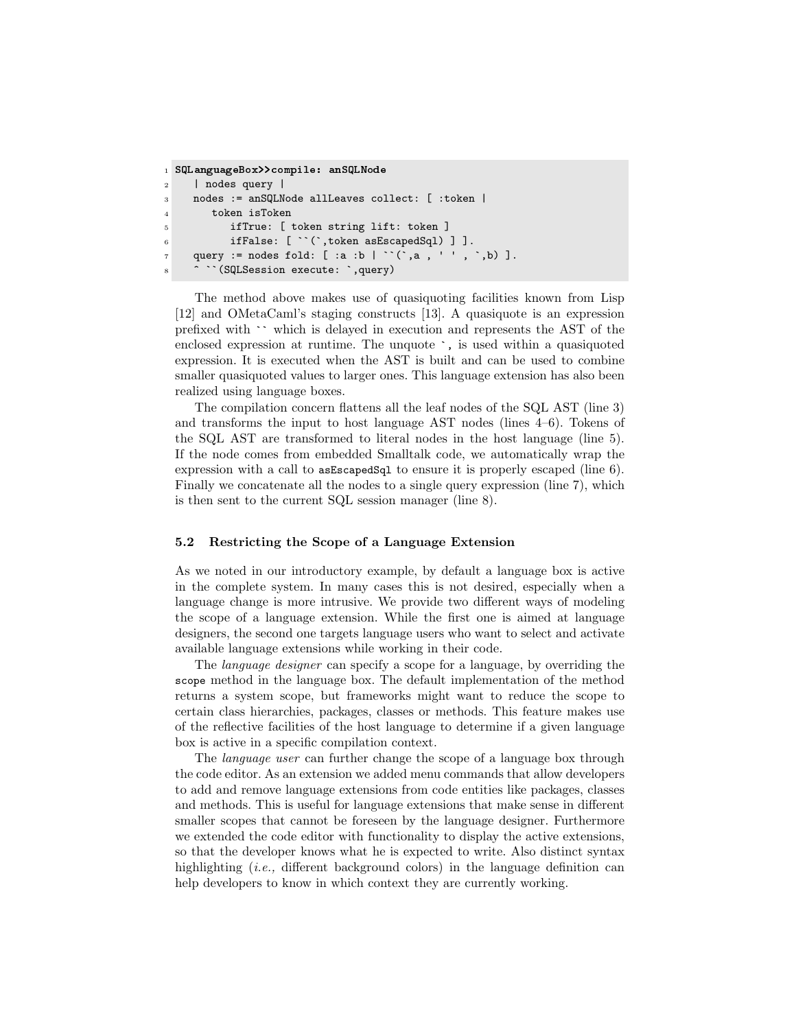```
SQLanguageBox>>compile: anSQLNode
   | nodes query |
   nodes := anSQLNode allLeaves collect: [ :token |
      token isToken
         ifTrue: [ token string lift: token ]
         ifFalse: [ ``(`,token asEscapedSql) ] ].
   query := nodes fold: [ :a :b | ``(`,a , ' ' , `,b) ].
   ^ ``(SQLSession execute: `,query)
```

The method above makes use of quasiquoting facilities known from Lisp [12] and OMetaCaml's staging constructs [13]. A quasiquote is an expression prefixed with `` which is delayed in execution and represents the AST of the enclosed expression at runtime. The unquote `, is used within a quasiquoted expression. It is executed when the AST is built and can be used to combine smaller quasiquoted values to larger ones. This language extension has also been realized using language boxes.

The compilation concern flattens all the leaf nodes of the SQL AST (line 3) and transforms the input to host language AST nodes (lines 4–6). Tokens of the SQL AST are transformed to literal nodes in the host language (line 5). If the node comes from embedded Smalltalk code, we automatically wrap the expression with a call to `asEscapedSql` to ensure it is properly escaped (line 6). Finally we concatenate all the nodes to a single query expression (line 7), which is then sent to the current SQL session manager (line 8).

### 5.2 Restricting the Scope of a Language Extension

As we noted in our introductory example, by default a language box is active in the complete system. In many cases this is not desired, especially when a language change is more intrusive. We provide two different ways of modeling the scope of a language extension. While the first one is aimed at language designers, the second one targets language users who want to select and activate available language extensions while working in their code.

The *language designer* can specify a scope for a language, by overriding the `scope` method in the language box. The default implementation of the method returns a system scope, but frameworks might want to reduce the scope to certain class hierarchies, packages, classes or methods. This feature makes use of the reflective facilities of the host language to determine if a given language box is active in a specific compilation context.

The *language user* can further change the scope of a language box through the code editor. As an extension we added menu commands that allow developers to add and remove language extensions from code entities like packages, classes and methods. This is useful for language extensions that make sense in different smaller scopes that cannot be foreseen by the language designer. Furthermore we extended the code editor with functionality to display the active extensions, so that the developer knows what he is expected to write. Also distinct syntax highlighting (*i.e.,* different background colors) in the language definition can help developers to know in which context they are currently working.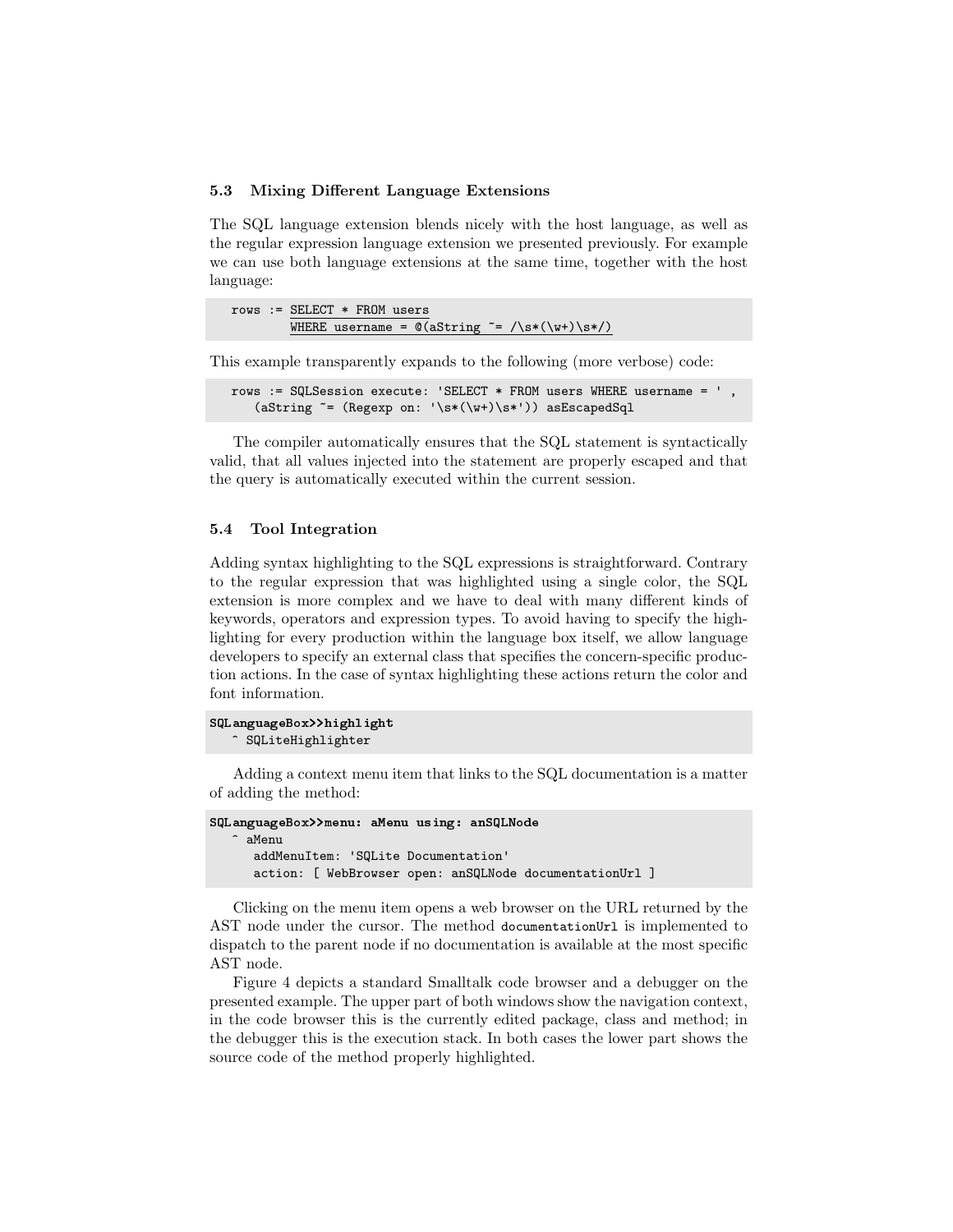### 5.3 Mixing Different Language Extensions

The SQL language extension blends nicely with the host language, as well as the regular expression language extension we presented previously. For example we can use both language extensions at the same time, together with the host language:

```
rows := SELECT * FROM users
        WHERE username = @(aString ~= /\s*(\w+)\s*/)
```

This example transparently expands to the following (more verbose) code:

```
rows := SQLSession execute: 'SELECT * FROM users WHERE username = ' ,
   (aString ~= (Regexp on: '\s*(\w+)\s*')) asEscapedSql
```

The compiler automatically ensures that the SQL statement is syntactically valid, that all values injected into the statement are properly escaped and that the query is automatically executed within the current session.

### 5.4 Tool Integration

Adding syntax highlighting to the SQL expressions is straightforward. Contrary to the regular expression that was highlighted using a single color, the SQL extension is more complex and we have to deal with many different kinds of keywords, operators and expression types. To avoid having to specify the highlighting for every production within the language box itself, we allow language developers to specify an external class that specifies the concern-specific production actions. In the case of syntax highlighting these actions return the color and font information.

```
SQLanguageBox>>highlight
   ^ SQLiteHighlighter
```

Adding a context menu item that links to the SQL documentation is a matter of adding the method:

```
SQLanguageBox>>menu: aMenu using: anSQLNode
   ^ aMenu
     addMenuItem: 'SQLite Documentation'
     action: [ WebBrowser open: anSQLNode documentationUrl ]
```

Clicking on the menu item opens a web browser on the URL returned by the AST node under the cursor. The method `documentationUrl` is implemented to dispatch to the parent node if no documentation is available at the most specific AST node.

Figure 4 depicts a standard Smalltalk code browser and a debugger on the presented example. The upper part of both windows show the navigation context, in the code browser this is the currently edited package, class and method; in the debugger this is the execution stack. In both cases the lower part shows the source code of the method properly highlighted.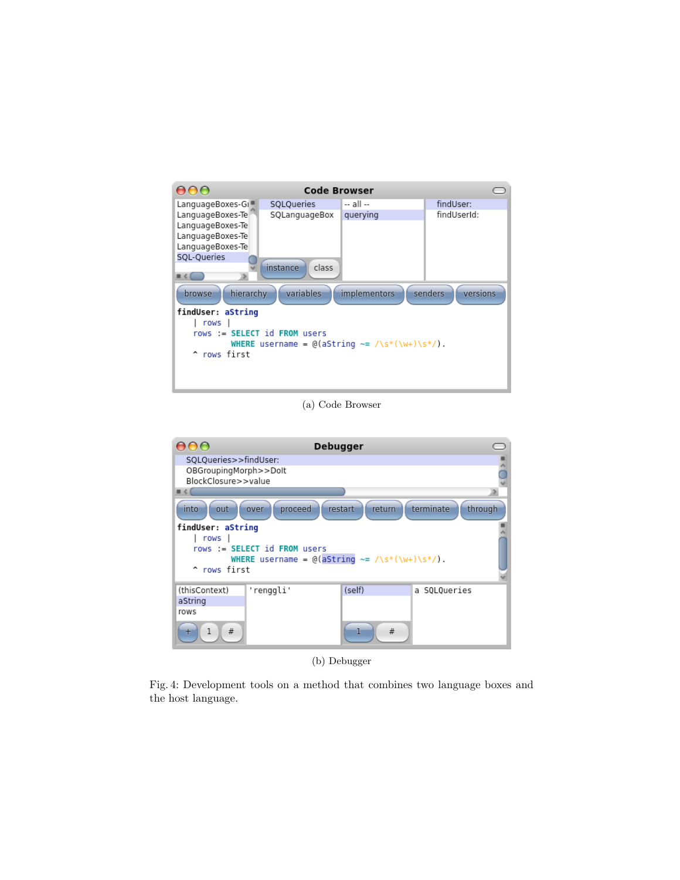(a) Code Browser

(b) Debugger

Fig. 4: Development tools on a method that combines two language boxes and the host language.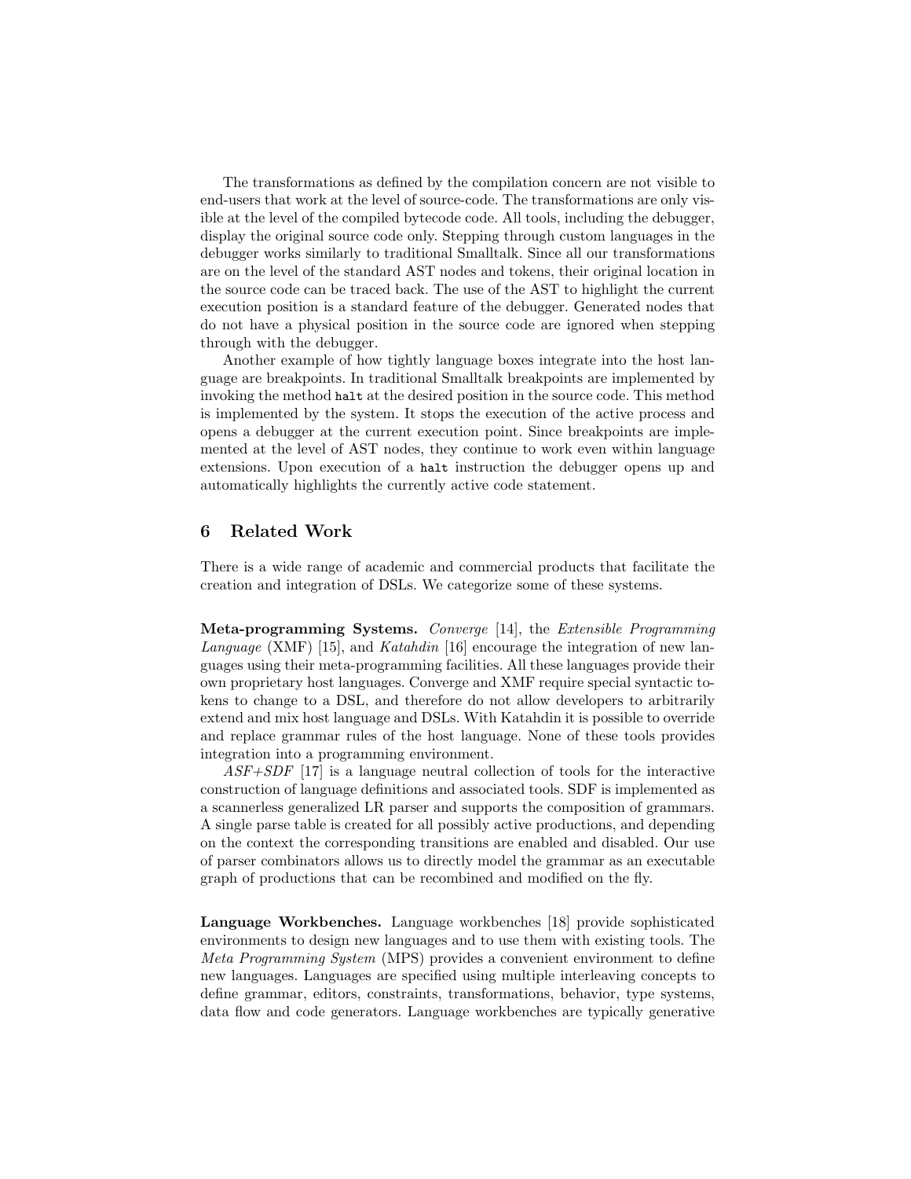The transformations as defined by the compilation concern are not visible to end-users that work at the level of source-code. The transformations are only visible at the level of the compiled bytecode code. All tools, including the debugger, display the original source code only. Stepping through custom languages in the debugger works similarly to traditional Smalltalk. Since all our transformations are on the level of the standard AST nodes and tokens, their original location in the source code can be traced back. The use of the AST to highlight the current execution position is a standard feature of the debugger. Generated nodes that do not have a physical position in the source code are ignored when stepping through with the debugger.

Another example of how tightly language boxes integrate into the host language are breakpoints. In traditional Smalltalk breakpoints are implemented by invoking the method `halt` at the desired position in the source code. This method is implemented by the system. It stops the execution of the active process and opens a debugger at the current execution point. Since breakpoints are implemented at the level of AST nodes, they continue to work even within language extensions. Upon execution of a `halt` instruction the debugger opens up and automatically highlights the currently active code statement.

## 6 Related Work

There is a wide range of academic and commercial products that facilitate the creation and integration of DSLs. We categorize some of these systems.

**Meta-programming Systems.** *Converge* [14], the *Extensible Programming Language* (XMF) [15], and *Katahdin* [16] encourage the integration of new languages using their meta-programming facilities. All these languages provide their own proprietary host languages. Converge and XMF require special syntactic tokens to change to a DSL, and therefore do not allow developers to arbitrarily extend and mix host language and DSLs. With Katahdin it is possible to override and replace grammar rules of the host language. None of these tools provides integration into a programming environment.

*ASF+SDF* [17] is a language neutral collection of tools for the interactive construction of language definitions and associated tools. SDF is implemented as a scannerless generalized LR parser and supports the composition of grammars. A single parse table is created for all possibly active productions, and depending on the context the corresponding transitions are enabled and disabled. Our use of parser combinators allows us to directly model the grammar as an executable graph of productions that can be recombined and modified on the fly.

**Language Workbenches.** Language workbenches [18] provide sophisticated environments to design new languages and to use them with existing tools. The *Meta Programming System* (MPS) provides a convenient environment to define new languages. Languages are specified using multiple interleaving concepts to define grammar, editors, constraints, transformations, behavior, type systems, data flow and code generators. Language workbenches are typically generative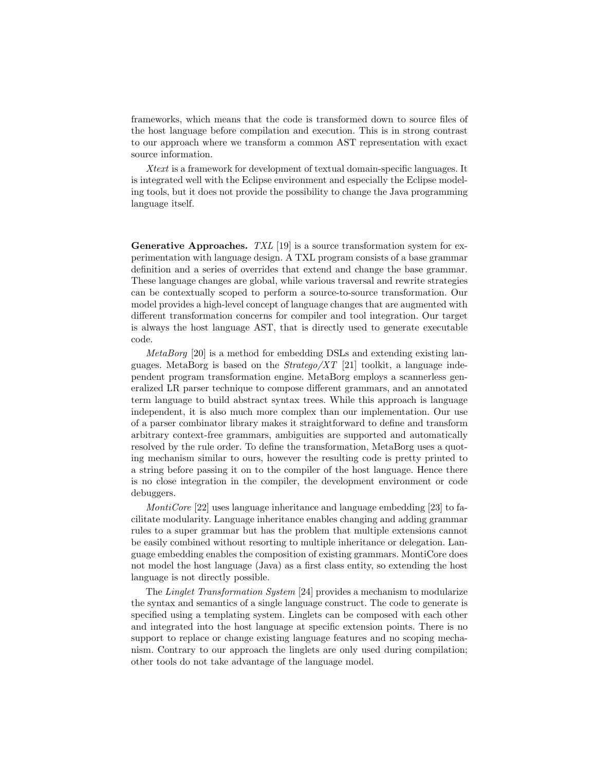frameworks, which means that the code is transformed down to source files of the host language before compilation and execution. This is in strong contrast to our approach where we transform a common AST representation with exact source information.

*Xtext* is a framework for development of textual domain-specific languages. It is integrated well with the Eclipse environment and especially the Eclipse modeling tools, but it does not provide the possibility to change the Java programming language itself.

**Generative Approaches.** *TXL* [19] is a source transformation system for experimentation with language design. A TXL program consists of a base grammar definition and a series of overrides that extend and change the base grammar. These language changes are global, while various traversal and rewrite strategies can be contextually scoped to perform a source-to-source transformation. Our model provides a high-level concept of language changes that are augmented with different transformation concerns for compiler and tool integration. Our target is always the host language AST, that is directly used to generate executable code.

*MetaBorg* [20] is a method for embedding DSLs and extending existing languages. MetaBorg is based on the *Stratego/XT* [21] toolkit, a language independent program transformation engine. MetaBorg employs a scannerless generalized LR parser technique to compose different grammars, and an annotated term language to build abstract syntax trees. While this approach is language independent, it is also much more complex than our implementation. Our use of a parser combinator library makes it straightforward to define and transform arbitrary context-free grammars, ambiguities are supported and automatically resolved by the rule order. To define the transformation, MetaBorg uses a quoting mechanism similar to ours, however the resulting code is pretty printed to a string before passing it on to the compiler of the host language. Hence there is no close integration in the compiler, the development environment or code debuggers.

*MontiCore* [22] uses language inheritance and language embedding [23] to facilitate modularity. Language inheritance enables changing and adding grammar rules to a super grammar but has the problem that multiple extensions cannot be easily combined without resorting to multiple inheritance or delegation. Language embedding enables the composition of existing grammars. MontiCore does not model the host language (Java) as a first class entity, so extending the host language is not directly possible.

The *Linglet Transformation System* [24] provides a mechanism to modularize the syntax and semantics of a single language construct. The code to generate is specified using a templating system. Linglets can be composed with each other and integrated into the host language at specific extension points. There is no support to replace or change existing language features and no scoping mechanism. Contrary to our approach the linglets are only used during compilation; other tools do not take advantage of the language model.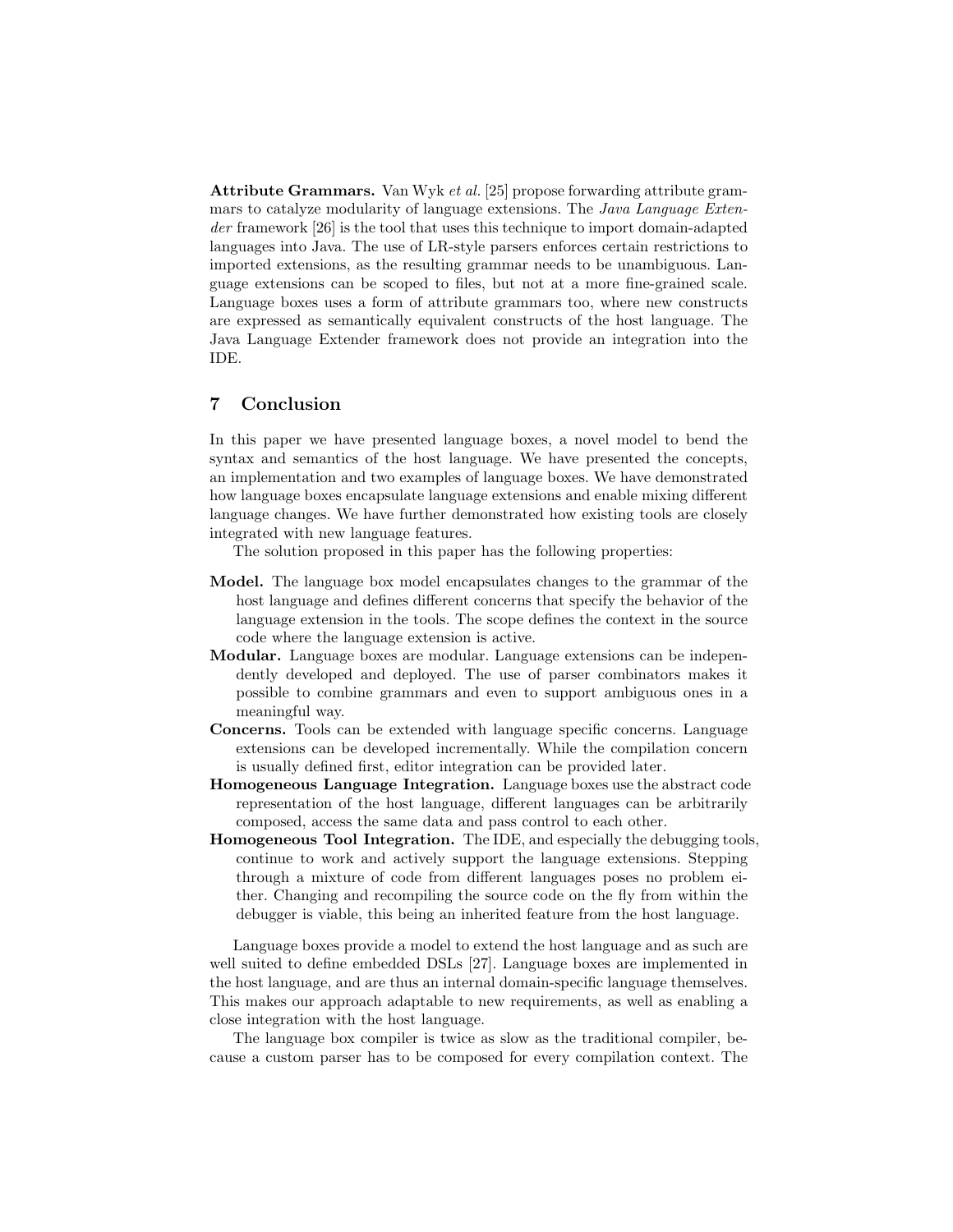**Attribute Grammars.** Van Wyk *et al.* [25] propose forwarding attribute grammars to catalyze modularity of language extensions. The *Java Language Extender* framework [26] is the tool that uses this technique to import domain-adapted languages into Java. The use of LR-style parsers enforces certain restrictions to imported extensions, as the resulting grammar needs to be unambiguous. Language extensions can be scoped to files, but not at a more fine-grained scale. Language boxes uses a form of attribute grammars too, where new constructs are expressed as semantically equivalent constructs of the host language. The Java Language Extender framework does not provide an integration into the IDE.

## 7 Conclusion

In this paper we have presented language boxes, a novel model to bend the syntax and semantics of the host language. We have presented the concepts, an implementation and two examples of language boxes. We have demonstrated how language boxes encapsulate language extensions and enable mixing different language changes. We have further demonstrated how existing tools are closely integrated with new language features.

The solution proposed in this paper has the following properties:

- **Model.** The language box model encapsulates changes to the grammar of the host language and defines different concerns that specify the behavior of the language extension in the tools. The scope defines the context in the source code where the language extension is active.
- **Modular.** Language boxes are modular. Language extensions can be independently developed and deployed. The use of parser combinators makes it possible to combine grammars and even to support ambiguous ones in a meaningful way.
- **Concerns.** Tools can be extended with language specific concerns. Language extensions can be developed incrementally. While the compilation concern is usually defined first, editor integration can be provided later.
- **Homogeneous Language Integration.** Language boxes use the abstract code representation of the host language, different languages can be arbitrarily composed, access the same data and pass control to each other.
- **Homogeneous Tool Integration.** The IDE, and especially the debugging tools, continue to work and actively support the language extensions. Stepping through a mixture of code from different languages poses no problem either. Changing and recompiling the source code on the fly from within the debugger is viable, this being an inherited feature from the host language.

Language boxes provide a model to extend the host language and as such are well suited to define embedded DSLs [27]. Language boxes are implemented in the host language, and are thus an internal domain-specific language themselves. This makes our approach adaptable to new requirements, as well as enabling a close integration with the host language.

The language box compiler is twice as slow as the traditional compiler, because a custom parser has to be composed for every compilation context. The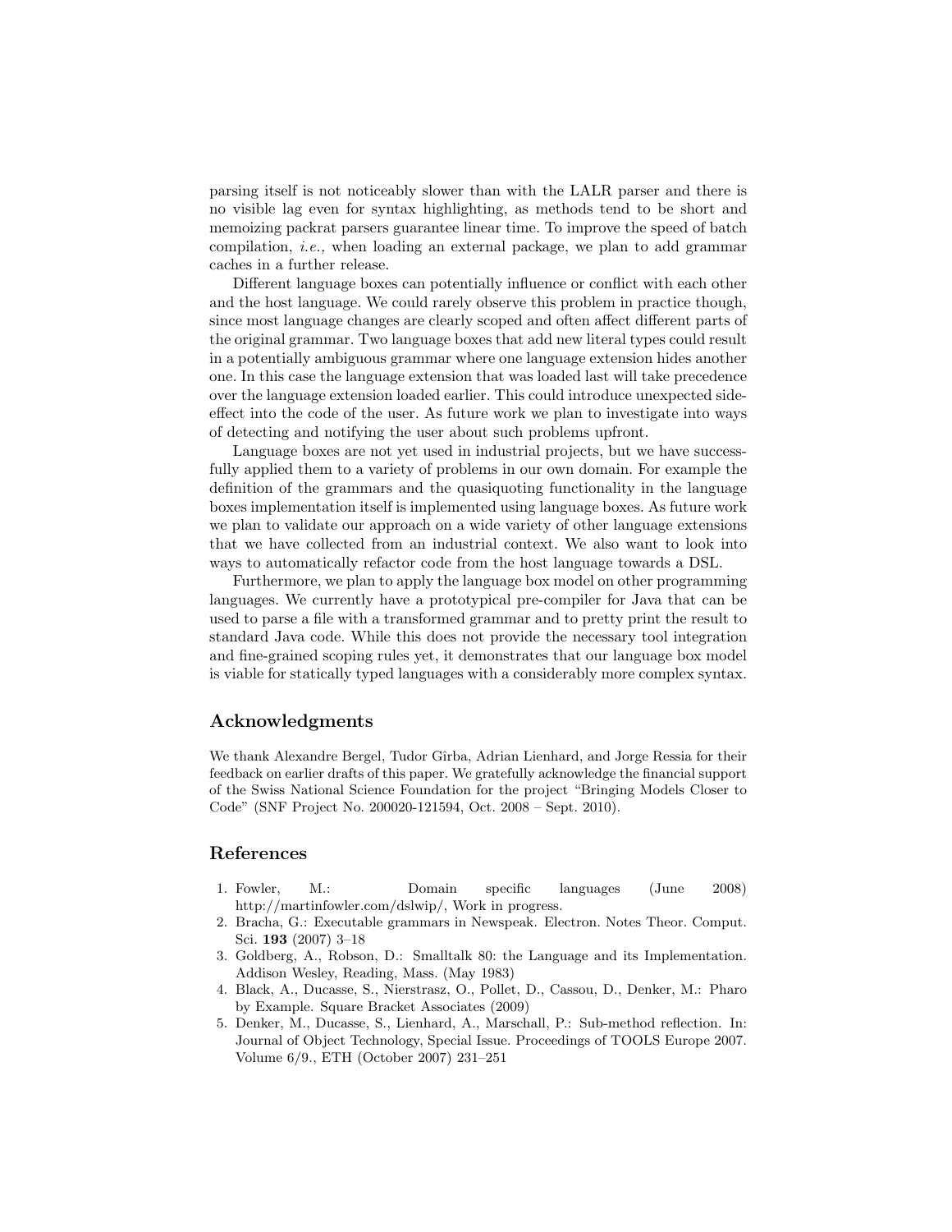parsing itself is not noticeably slower than with the LALR parser and there is no visible lag even for syntax highlighting, as methods tend to be short and memoizing packrat parsers guarantee linear time. To improve the speed of batch compilation, *i.e.,* when loading an external package, we plan to add grammar caches in a further release.

Different language boxes can potentially influence or conflict with each other and the host language. We could rarely observe this problem in practice though, since most language changes are clearly scoped and often affect different parts of the original grammar. Two language boxes that add new literal types could result in a potentially ambiguous grammar where one language extension hides another one. In this case the language extension that was loaded last will take precedence over the language extension loaded earlier. This could introduce unexpected side-effect into the code of the user. As future work we plan to investigate into ways of detecting and notifying the user about such problems upfront.

Language boxes are not yet used in industrial projects, but we have successfully applied them to a variety of problems in our own domain. For example the definition of the grammars and the quasiquoting functionality in the language boxes implementation itself is implemented using language boxes. As future work we plan to validate our approach on a wide variety of other language extensions that we have collected from an industrial context. We also want to look into ways to automatically refactor code from the host language towards a DSL.

Furthermore, we plan to apply the language box model on other programming languages. We currently have a prototypical pre-compiler for Java that can be used to parse a file with a transformed grammar and to pretty print the result to standard Java code. While this does not provide the necessary tool integration and fine-grained scoping rules yet, it demonstrates that our language box model is viable for statically typed languages with a considerably more complex syntax.

## Acknowledgments

We thank Alexandre Bergel, Tudor Gîrba, Adrian Lienhard, and Jorge Ressia for their feedback on earlier drafts of this paper. We gratefully acknowledge the financial support of the Swiss National Science Foundation for the project "Bringing Models Closer to Code" (SNF Project No. 200020-121594, Oct. 2008 – Sept. 2010).

## References

1. Fowler, M.: Domain specific languages (June 2008) http://martinfowler.com/dslwip/, Work in progress.
2. Bracha, G.: Executable grammars in Newspeak. Electron. Notes Theor. Comput. Sci. **193** (2007) 3–18
3. Goldberg, A., Robson, D.: Smalltalk 80: the Language and its Implementation. Addison Wesley, Reading, Mass. (May 1983)
4. Black, A., Ducasse, S., Nierstrasz, O., Pollet, D., Cassou, D., Denker, M.: Pharo by Example. Square Bracket Associates (2009)
5. Denker, M., Ducasse, S., Lienhard, A., Marschall, P.: Sub-method reflection. In: Journal of Object Technology, Special Issue. Proceedings of TOOLS Europe 2007. Volume 6/9., ETH (October 2007) 231–251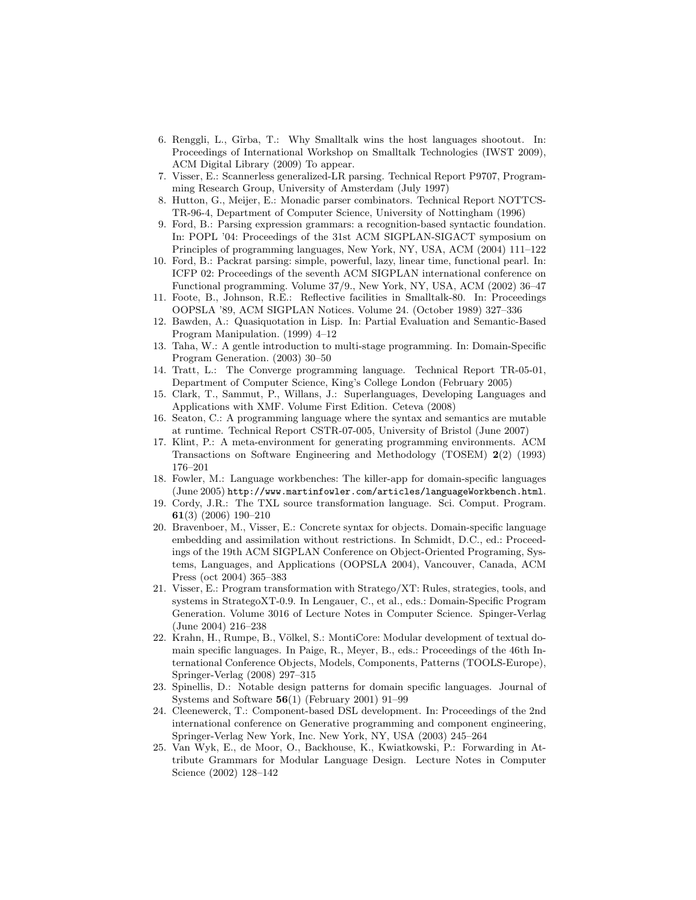6. Renggli, L., Gîrba, T.: Why Smalltalk wins the host languages shootout. In: Proceedings of International Workshop on Smalltalk Technologies (IWST 2009), ACM Digital Library (2009) To appear.
7. Visser, E.: Scannerless generalized-LR parsing. Technical Report P9707, Programming Research Group, University of Amsterdam (July 1997)
8. Hutton, G., Meijer, E.: Monadic parser combinators. Technical Report NOTTCS-TR-96-4, Department of Computer Science, University of Nottingham (1996)
9. Ford, B.: Parsing expression grammars: a recognition-based syntactic foundation. In: POPL '04: Proceedings of the 31st ACM SIGPLAN-SIGACT symposium on Principles of programming languages, New York, NY, USA, ACM (2004) 111–122
10. Ford, B.: Packrat parsing: simple, powerful, lazy, linear time, functional pearl. In: ICFP 02: Proceedings of the seventh ACM SIGPLAN international conference on Functional programming. Volume 37/9., New York, NY, USA, ACM (2002) 36–47
11. Foote, B., Johnson, R.E.: Reflective facilities in Smalltalk-80. In: Proceedings OOPSLA '89, ACM SIGPLAN Notices. Volume 24. (October 1989) 327–336
12. Bawden, A.: Quasiquotation in Lisp. In: Partial Evaluation and Semantic-Based Program Manipulation. (1999) 4–12
13. Taha, W.: A gentle introduction to multi-stage programming. In: Domain-Specific Program Generation. (2003) 30–50
14. Tratt, L.: The Converge programming language. Technical Report TR-05-01, Department of Computer Science, King's College London (February 2005)
15. Clark, T., Sammut, P., Willans, J.: Superlanguages, Developing Languages and Applications with XMF. Volume First Edition. Ceteva (2008)
16. Seaton, C.: A programming language where the syntax and semantics are mutable at runtime. Technical Report CSTR-07-005, University of Bristol (June 2007)
17. Klint, P.: A meta-environment for generating programming environments. ACM Transactions on Software Engineering and Methodology (TOSEM) **2**(2) (1993) 176–201
18. Fowler, M.: Language workbenches: The killer-app for domain-specific languages (June 2005) http://www.martinfowler.com/articles/languageWorkbench.html.
19. Cordy, J.R.: The TXL source transformation language. Sci. Comput. Program. **61**(3) (2006) 190–210
20. Bravenboer, M., Visser, E.: Concrete syntax for objects. Domain-specific language embedding and assimilation without restrictions. In Schmidt, D.C., ed.: Proceedings of the 19th ACM SIGPLAN Conference on Object-Oriented Programing, Systems, Languages, and Applications (OOPSLA 2004), Vancouver, Canada, ACM Press (oct 2004) 365–383
21. Visser, E.: Program transformation with Stratego/XT: Rules, strategies, tools, and systems in StrategoXT-0.9. In Lengauer, C., et al., eds.: Domain-Specific Program Generation. Volume 3016 of Lecture Notes in Computer Science. Spinger-Verlag (June 2004) 216–238
22. Krahn, H., Rumpe, B., Völkel, S.: MontiCore: Modular development of textual domain specific languages. In Paige, R., Meyer, B., eds.: Proceedings of the 46th International Conference Objects, Models, Components, Patterns (TOOLS-Europe), Springer-Verlag (2008) 297–315
23. Spinellis, D.: Notable design patterns for domain specific languages. Journal of Systems and Software **56**(1) (February 2001) 91–99
24. Cleenewerck, T.: Component-based DSL development. In: Proceedings of the 2nd international conference on Generative programming and component engineering, Springer-Verlag New York, Inc. New York, NY, USA (2003) 245–264
25. Van Wyk, E., de Moor, O., Backhouse, K., Kwiatkowski, P.: Forwarding in Attribute Grammars for Modular Language Design. Lecture Notes in Computer Science (2002) 128–142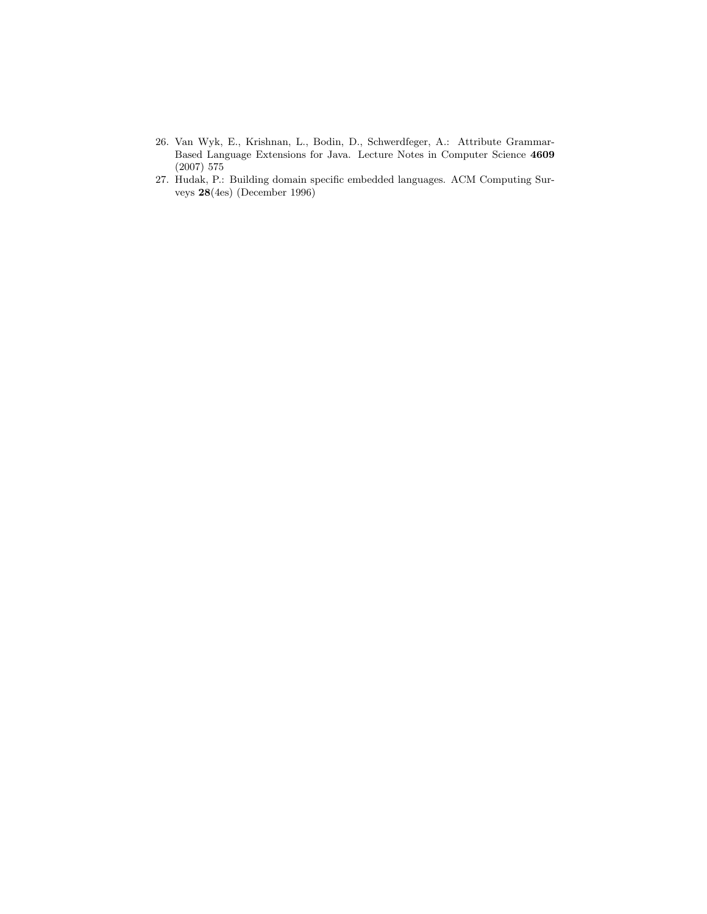26. Van Wyk, E., Krishnan, L., Bodin, D., Schwerdfeger, A.: Attribute Grammar-Based Language Extensions for Java. Lecture Notes in Computer Science **4609** (2007) 575
27. Hudak, P.: Building domain specific embedded languages. ACM Computing Surveys **28**(4es) (December 1996)